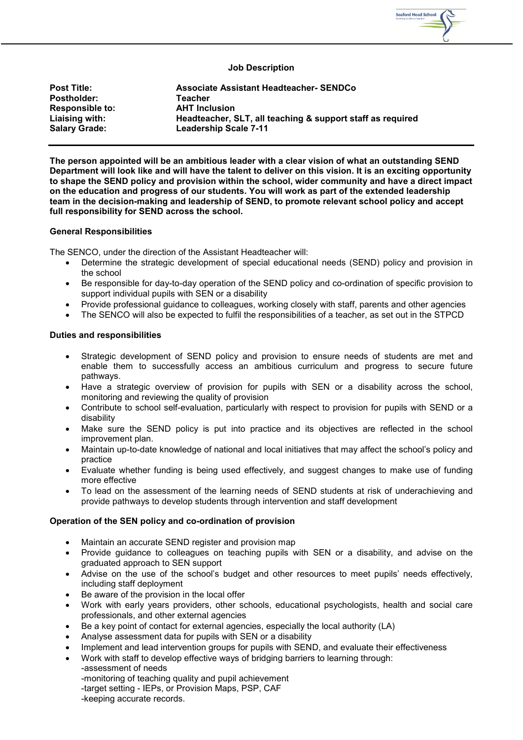# Job Description

| | |
|---|---|
| **Post Title:** | **Associate Assistant Headteacher- SENDCo** |
| **Postholder:** | **Teacher** |
| **Responsible to:** | **AHT Inclusion** |
| **Liaising with:** | **Headteacher, SLT, all teaching & support staff as required** |
| **Salary Grade:** | **Leadership Scale 7-11** |

**The person appointed will be an ambitious leader with a clear vision of what an outstanding SEND Department will look like and will have the talent to deliver on this vision. It is an exciting opportunity to shape the SEND policy and provision within the school, wider community and have a direct impact on the education and progress of our students. You will work as part of the extended leadership team in the decision-making and leadership of SEND, to promote relevant school policy and accept full responsibility for SEND across the school.**

### General Responsibilities

The SENCO, under the direction of the Assistant Headteacher will:

- Determine the strategic development of special educational needs (SEND) policy and provision in the school
- Be responsible for day-to-day operation of the SEND policy and co-ordination of specific provision to support individual pupils with SEN or a disability
- Provide professional guidance to colleagues, working closely with staff, parents and other agencies
- The SENCO will also be expected to fulfil the responsibilities of a teacher, as set out in the STPCD

### Duties and responsibilities

- Strategic development of SEND policy and provision to ensure needs of students are met and enable them to successfully access an ambitious curriculum and progress to secure future pathways.
- Have a strategic overview of provision for pupils with SEN or a disability across the school, monitoring and reviewing the quality of provision
- Contribute to school self-evaluation, particularly with respect to provision for pupils with SEND or a disability
- Make sure the SEND policy is put into practice and its objectives are reflected in the school improvement plan.
- Maintain up-to-date knowledge of national and local initiatives that may affect the school's policy and practice
- Evaluate whether funding is being used effectively, and suggest changes to make use of funding more effective
- To lead on the assessment of the learning needs of SEND students at risk of underachieving and provide pathways to develop students through intervention and staff development

### Operation of the SEN policy and co-ordination of provision

- Maintain an accurate SEND register and provision map
- Provide guidance to colleagues on teaching pupils with SEN or a disability, and advise on the graduated approach to SEN support
- Advise on the use of the school's budget and other resources to meet pupils' needs effectively, including staff deployment
- Be aware of the provision in the local offer
- Work with early years providers, other schools, educational psychologists, health and social care professionals, and other external agencies
- Be a key point of contact for external agencies, especially the local authority (LA)
- Analyse assessment data for pupils with SEN or a disability
- Implement and lead intervention groups for pupils with SEND, and evaluate their effectiveness
- Work with staff to develop effective ways of bridging barriers to learning through:
  -assessment of needs
  -monitoring of teaching quality and pupil achievement
  -target setting - IEPs, or Provision Maps, PSP, CAF
  -keeping accurate records.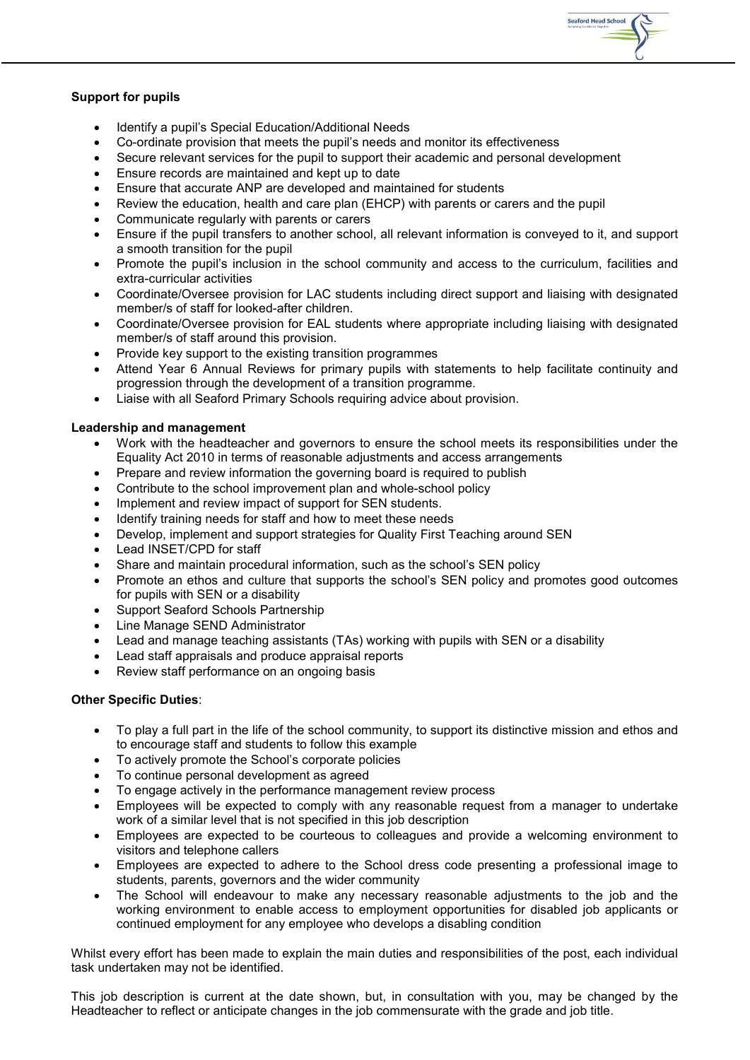**Support for pupils**

- Identify a pupil's Special Education/Additional Needs
- Co-ordinate provision that meets the pupil's needs and monitor its effectiveness
- Secure relevant services for the pupil to support their academic and personal development
- Ensure records are maintained and kept up to date
- Ensure that accurate ANP are developed and maintained for students
- Review the education, health and care plan (EHCP) with parents or carers and the pupil
- Communicate regularly with parents or carers
- Ensure if the pupil transfers to another school, all relevant information is conveyed to it, and support a smooth transition for the pupil
- Promote the pupil's inclusion in the school community and access to the curriculum, facilities and extra-curricular activities
- Coordinate/Oversee provision for LAC students including direct support and liaising with designated member/s of staff for looked-after children.
- Coordinate/Oversee provision for EAL students where appropriate including liaising with designated member/s of staff around this provision.
- Provide key support to the existing transition programmes
- Attend Year 6 Annual Reviews for primary pupils with statements to help facilitate continuity and progression through the development of a transition programme.
- Liaise with all Seaford Primary Schools requiring advice about provision.

**Leadership and management**

- Work with the headteacher and governors to ensure the school meets its responsibilities under the Equality Act 2010 in terms of reasonable adjustments and access arrangements
- Prepare and review information the governing board is required to publish
- Contribute to the school improvement plan and whole-school policy
- Implement and review impact of support for SEN students.
- Identify training needs for staff and how to meet these needs
- Develop, implement and support strategies for Quality First Teaching around SEN
- Lead INSET/CPD for staff
- Share and maintain procedural information, such as the school's SEN policy
- Promote an ethos and culture that supports the school's SEN policy and promotes good outcomes for pupils with SEN or a disability
- Support Seaford Schools Partnership
- Line Manage SEND Administrator
- Lead and manage teaching assistants (TAs) working with pupils with SEN or a disability
- Lead staff appraisals and produce appraisal reports
- Review staff performance on an ongoing basis

**Other Specific Duties**:

- To play a full part in the life of the school community, to support its distinctive mission and ethos and to encourage staff and students to follow this example
- To actively promote the School's corporate policies
- To continue personal development as agreed
- To engage actively in the performance management review process
- Employees will be expected to comply with any reasonable request from a manager to undertake work of a similar level that is not specified in this job description
- Employees are expected to be courteous to colleagues and provide a welcoming environment to visitors and telephone callers
- Employees are expected to adhere to the School dress code presenting a professional image to students, parents, governors and the wider community
- The School will endeavour to make any necessary reasonable adjustments to the job and the working environment to enable access to employment opportunities for disabled job applicants or continued employment for any employee who develops a disabling condition

Whilst every effort has been made to explain the main duties and responsibilities of the post, each individual task undertaken may not be identified.

This job description is current at the date shown, but, in consultation with you, may be changed by the Headteacher to reflect or anticipate changes in the job commensurate with the grade and job title.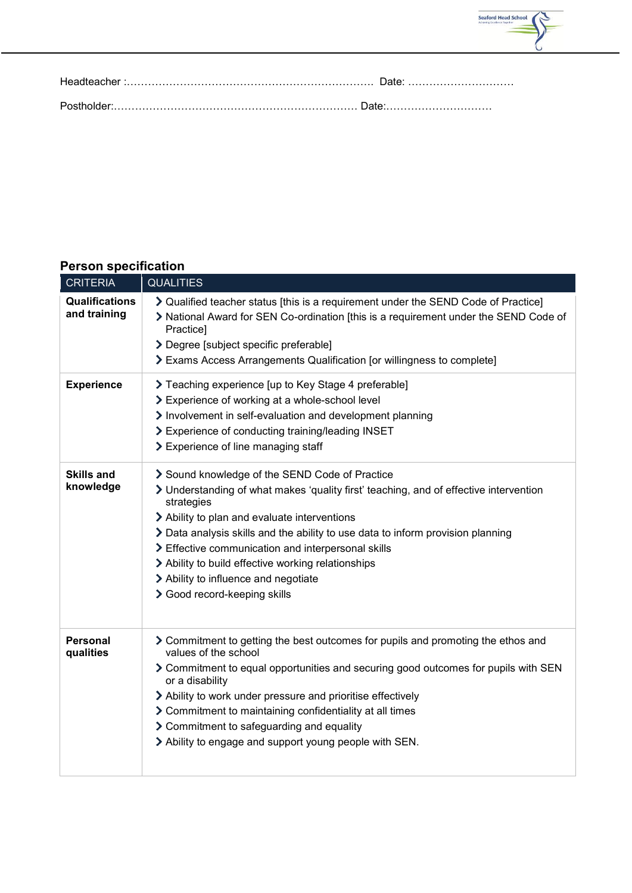Headteacher :…………………………………………………………… Date: …………………………

Postholder:…………………………………………………………… Date:…………………………

## Person specification

| CRITERIA | QUALITIES |
|---|---|
| **Qualifications and training** | › Qualified teacher status [this is a requirement under the SEND Code of Practice]<br>› National Award for SEN Co-ordination [this is a requirement under the SEND Code of Practice]<br>› Degree [subject specific preferable]<br>› Exams Access Arrangements Qualification [or willingness to complete] |
| **Experience** | › Teaching experience [up to Key Stage 4 preferable]<br>› Experience of working at a whole-school level<br>› Involvement in self-evaluation and development planning<br>› Experience of conducting training/leading INSET<br>› Experience of line managing staff |
| **Skills and knowledge** | › Sound knowledge of the SEND Code of Practice<br>› Understanding of what makes 'quality first' teaching, and of effective intervention strategies<br>› Ability to plan and evaluate interventions<br>› Data analysis skills and the ability to use data to inform provision planning<br>› Effective communication and interpersonal skills<br>› Ability to build effective working relationships<br>› Ability to influence and negotiate<br>› Good record-keeping skills |
| **Personal qualities** | › Commitment to getting the best outcomes for pupils and promoting the ethos and values of the school<br>› Commitment to equal opportunities and securing good outcomes for pupils with SEN or a disability<br>› Ability to work under pressure and prioritise effectively<br>› Commitment to maintaining confidentiality at all times<br>› Commitment to safeguarding and equality<br>› Ability to engage and support young people with SEN. |